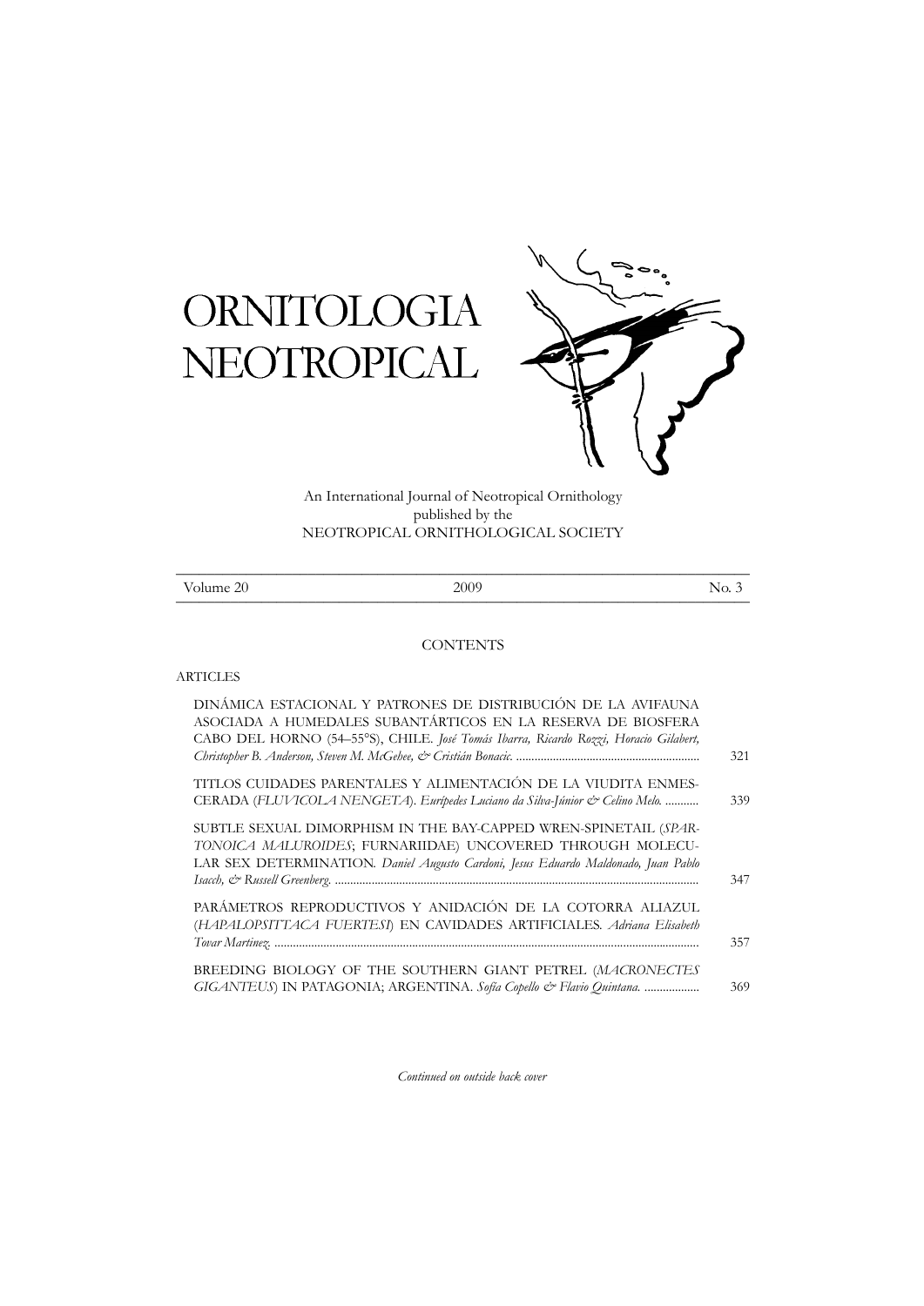# ORNITOLOGIA NEOTROPICAL

An International Journal of Neotropical Ornithology
published by the
NEOTROPICAL ORNITHOLOGICAL SOCIETY

| Volume 20 | 2009 | No. 3 |
|---|---|---|

## CONTENTS

### ARTICLES

DINÁMICA ESTACIONAL Y PATRONES DE DISTRIBUCIÓN DE LA AVIFAUNA ASOCIADA A HUMEDALES SUBANTÁRTICOS EN LA RESERVA DE BIOSFERA CABO DEL HORNO (54–55°S), CHILE. *José Tomás Ibarra, Ricardo Rozzi, Horacio Gilabert, Christopher B. Anderson, Steven M. McGehee, & Cristián Bonacic.* ........................................................... 321

TITLOS CUIDADES PARENTALES Y ALIMENTACIÓN DE LA VIUDITA ENMESCERADA (*FLUVICOLA NENGETA*). *Eurípedes Luciano da Silva-Júnior & Celino Melo.* ........... 339

SUBTLE SEXUAL DIMORPHISM IN THE BAY-CAPPED WREN-SPINETAIL (*SPARTONOICA MALUROIDES*; FURNARIIDAE) UNCOVERED THROUGH MOLECULAR SEX DETERMINATION. *Daniel Augusto Cardoni, Jesus Eduardo Maldonado, Juan Pablo Isacch, & Russell Greenberg.* ........................................................... 347

PARÁMETROS REPRODUCTIVOS Y ANIDACIÓN DE LA COTORRA ALIAZUL (*HAPALOPSITTACA FUERTESI*) EN CAVIDADES ARTIFICIALES. *Adriana Elisabeth Tovar Martínez.* ........................................................... 357

BREEDING BIOLOGY OF THE SOUTHERN GIANT PETREL (*MACRONECTES GIGANTEUS*) IN PATAGONIA; ARGENTINA. *Sofía Copello & Flavio Quintana.* .................. 369

*Continued on outside back cover*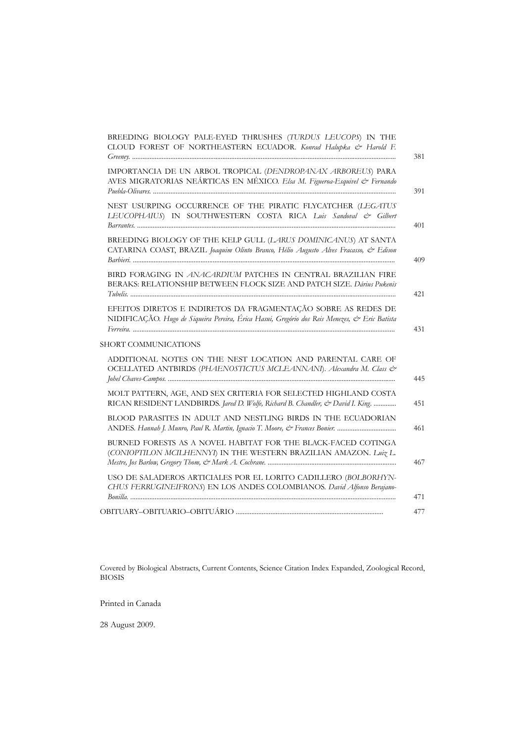BREEDING BIOLOGY PALE-EYED THRUSHES (*TURDUS LEUCOPS*) IN THE CLOUD FOREST OF NORTHEASTERN ECUADOR. *Konrad Halupka & Harold F. Greeney.* ........ 381

IMPORTANCIA DE UN ARBOL TROPICAL (*DENDROPANAX ARBOREUS*) PARA AVES MIGRATORIAS NEÁRTICAS EN MÉXICO. *Elsa M. Figueroa-Esquivel & Fernando Puebla-Olivares.* ........ 391

NEST USURPING OCCURRENCE OF THE PIRATIC FLYCATCHER (*LEGATUS LEUCOPHAIUS*) IN SOUTHWESTERN COSTA RICA *Luis Sandoval & Gilbert Barrantes.* ........ 401

BREEDING BIOLOGY OF THE KELP GULL (*LARUS DOMINICANUS*) AT SANTA CATARINA COAST, BRAZIL *Joaquim Olinto Branco, Hélio Augusto Alves Fracasso, & Edison Barbieri.* ........ 409

BIRD FORAGING IN *ANACARDIUM* PATCHES IN CENTRAL BRAZILIAN FIRE BERAKS: RELATIONSHIP BETWEEN FLOCK SIZE AND PATCH SIZE. *Dárius Pukenis Tubelis.* ........ 421

EFEITOS DIRETOS E INDIRETOS DA FRAGMENTAÇÃO SOBRE AS REDES DE NIDIFICAÇÃO. *Hugo de Siqueira Pereira, Érica Hasui, Gregório dos Reis Menezes, & Eric Batista Ferreira.* ........ 431

SHORT COMMUNICATIONS

ADDITIONAL NOTES ON THE NEST LOCATION AND PARENTAL CARE OF OCELLATED ANTBIRDS (*PHAENOSTICTUS MCLEANNANI*). *Alexandra M. Class & Johel Chaves-Campos.* ........ 445

MOLT PATTERN, AGE, AND SEX CRITERIA FOR SELECTED HIGHLAND COSTA RICAN RESIDENT LANDBIRDS. *Jared D. Wolfe, Richard B. Chandler, & David I. King.* ........ 451

BLOOD PARASITES IN ADULT AND NESTLING BIRDS IN THE ECUADORIAN ANDES. *Hannah J. Munro, Paul R. Martin, Ignacio T. Moore, & Frances Bonier.* ........ 461

BURNED FORESTS AS A NOVEL HABITAT FOR THE BLACK-FACED COTINGA (*CONIOPTILON MCILHENNYI*) IN THE WESTERN BRAZILIAN AMAZON. *Luiz L. Mestre, Jos Barlow, Gregory Thom, & Mark A. Cochrane.* ........ 467

USO DE SALADEROS ARTICIALES POR EL LORITO CADILLERO (*BOLBORHYNCHUS FERRUGINEIFRONS*) EN LOS ANDES COLOMBIANOS. *David Alfonso Berajano-Bonilla.* ........ 471

OBITUARY–OBITUARIO–OBITUÁRIO ........ 477

Covered by Biological Abstracts, Current Contents, Science Citation Index Expanded, Zoological Record, BIOSIS

Printed in Canada

28 August 2009.